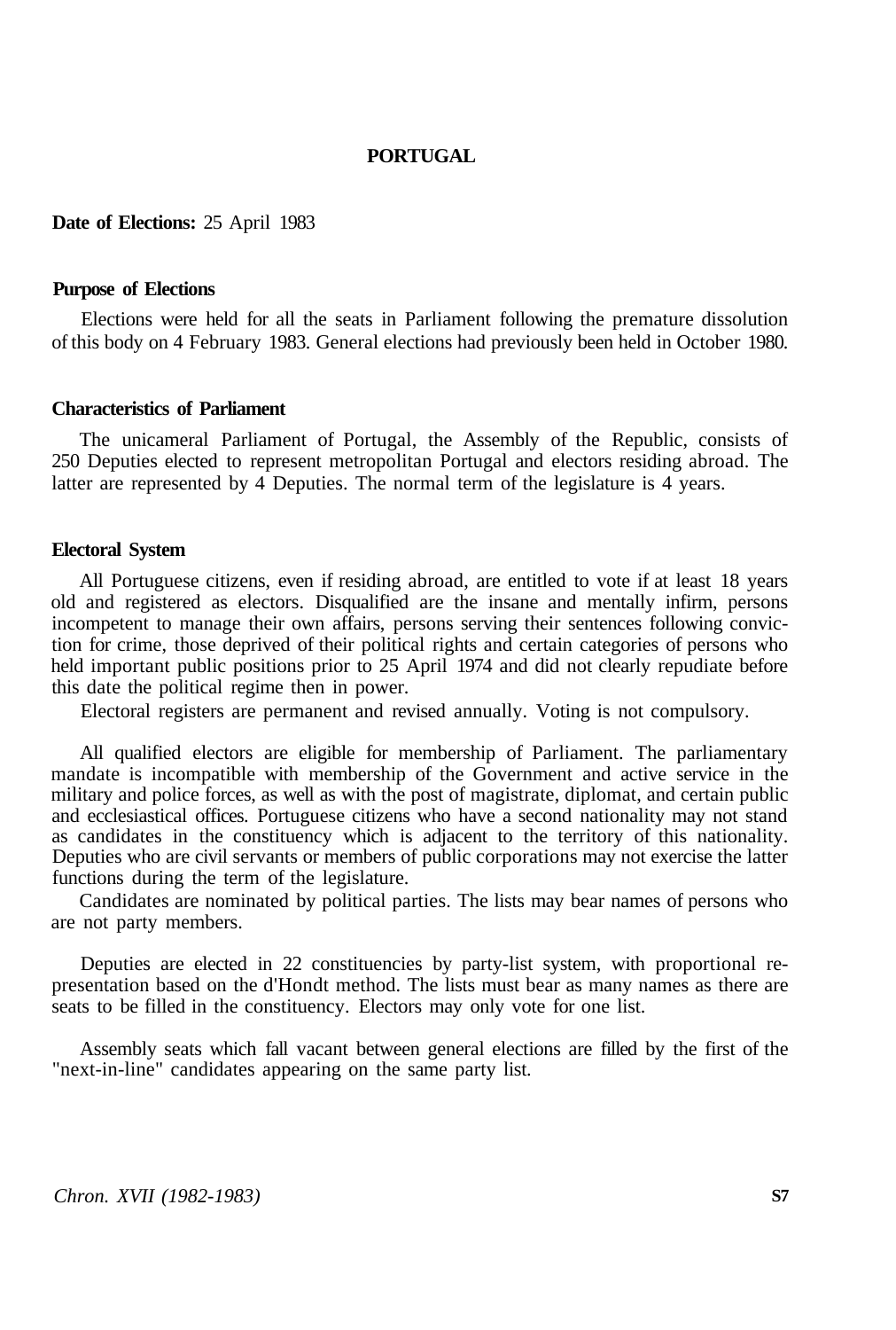# PORTUGAL

**Date of Elections:** 25 April 1983

## Purpose of Elections

Elections were held for all the seats in Parliament following the premature dissolution of this body on 4 February 1983. General elections had previously been held in October 1980.

## Characteristics of Parliament

The unicameral Parliament of Portugal, the Assembly of the Republic, consists of 250 Deputies elected to represent metropolitan Portugal and electors residing abroad. The latter are represented by 4 Deputies. The normal term of the legislature is 4 years.

## Electoral System

All Portuguese citizens, even if residing abroad, are entitled to vote if at least 18 years old and registered as electors. Disqualified are the insane and mentally infirm, persons incompetent to manage their own affairs, persons serving their sentences following conviction for crime, those deprived of their political rights and certain categories of persons who held important public positions prior to 25 April 1974 and did not clearly repudiate before this date the political regime then in power.

Electoral registers are permanent and revised annually. Voting is not compulsory.

All qualified electors are eligible for membership of Parliament. The parliamentary mandate is incompatible with membership of the Government and active service in the military and police forces, as well as with the post of magistrate, diplomat, and certain public and ecclesiastical offices. Portuguese citizens who have a second nationality may not stand as candidates in the constituency which is adjacent to the territory of this nationality. Deputies who are civil servants or members of public corporations may not exercise the latter functions during the term of the legislature.

Candidates are nominated by political parties. The lists may bear names of persons who are not party members.

Deputies are elected in 22 constituencies by party-list system, with proportional representation based on the d'Hondt method. The lists must bear as many names as there are seats to be filled in the constituency. Electors may only vote for one list.

Assembly seats which fall vacant between general elections are filled by the first of the "next-in-line" candidates appearing on the same party list.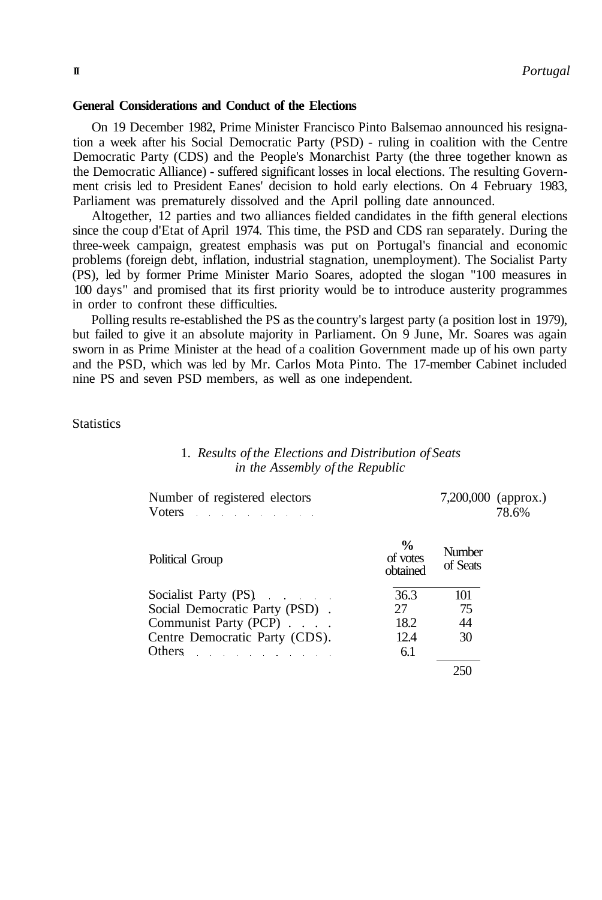## General Considerations and Conduct of the Elections

On 19 December 1982, Prime Minister Francisco Pinto Balsemao announced his resignation a week after his Social Democratic Party (PSD) - ruling in coalition with the Centre Democratic Party (CDS) and the People's Monarchist Party (the three together known as the Democratic Alliance) - suffered significant losses in local elections. The resulting Government crisis led to President Eanes' decision to hold early elections. On 4 February 1983, Parliament was prematurely dissolved and the April polling date announced.

Altogether, 12 parties and two alliances fielded candidates in the fifth general elections since the coup d'Etat of April 1974. This time, the PSD and CDS ran separately. During the three-week campaign, greatest emphasis was put on Portugal's financial and economic problems (foreign debt, inflation, industrial stagnation, unemployment). The Socialist Party (PS), led by former Prime Minister Mario Soares, adopted the slogan "100 measures in 100 days" and promised that its first priority would be to introduce austerity programmes in order to confront these difficulties.

Polling results re-established the PS as the country's largest party (a position lost in 1979), but failed to give it an absolute majority in Parliament. On 9 June, Mr. Soares was again sworn in as Prime Minister at the head of a coalition Government made up of his own party and the PSD, which was led by Mr. Carlos Mota Pinto. The 17-member Cabinet included nine PS and seven PSD members, as well as one independent.

## Statistics

1. *Results of the Elections and Distribution of Seats in the Assembly of the Republic*

Number of registered electors . . . 7,200,000 (approx.)
Voters . . . 78.6%

| Political Group | % of votes obtained | Number of Seats |
|---|---|---|
| Socialist Party (PS) | 36.3 | 101 |
| Social Democratic Party (PSD) | 27 | 75 |
| Communist Party (PCP) | 18.2 | 44 |
| Centre Democratic Party (CDS) | 12.4 | 30 |
| Others | 6.1 | |
| | | 250 |